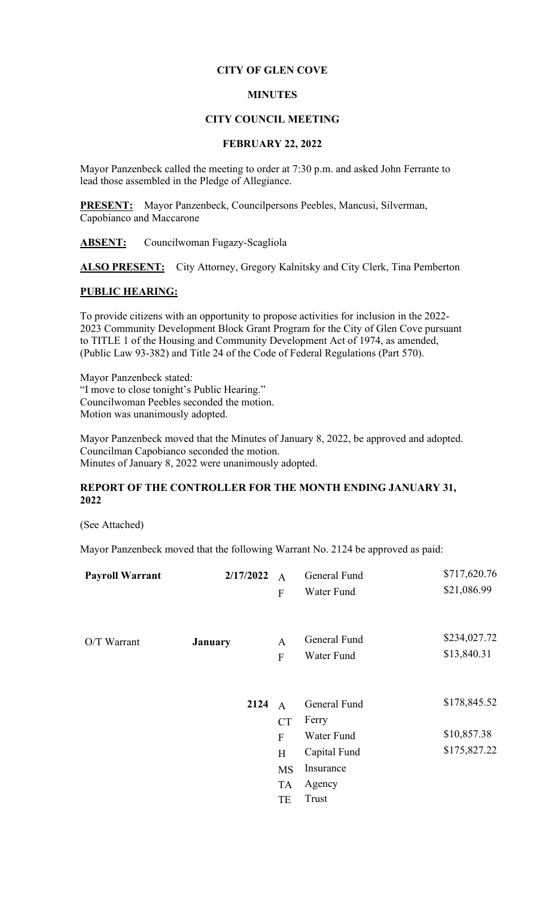**CITY OF GLEN COVE**

**MINUTES**

**CITY COUNCIL MEETING**

**FEBRUARY 22, 2022**

Mayor Panzenbeck called the meeting to order at 7:30 p.m. and asked John Ferrante to lead those assembled in the Pledge of Allegiance.

**PRESENT:** Mayor Panzenbeck, Councilpersons Peebles, Mancusi, Silverman, Capobianco and Maccarone

**ABSENT:** Councilwoman Fugazy-Scagliola

**ALSO PRESENT:** City Attorney, Gregory Kalnitsky and City Clerk, Tina Pemberton

**PUBLIC HEARING:**

To provide citizens with an opportunity to propose activities for inclusion in the 2022-2023 Community Development Block Grant Program for the City of Glen Cove pursuant to TITLE 1 of the Housing and Community Development Act of 1974, as amended, (Public Law 93-382) and Title 24 of the Code of Federal Regulations (Part 570).

Mayor Panzenbeck stated:
"I move to close tonight's Public Hearing."
Councilwoman Peebles seconded the motion.
Motion was unanimously adopted.

Mayor Panzenbeck moved that the Minutes of January 8, 2022, be approved and adopted.
Councilman Capobianco seconded the motion.
Minutes of January 8, 2022 were unanimously adopted.

**REPORT OF THE CONTROLLER FOR THE MONTH ENDING JANUARY 31, 2022**

(See Attached)

Mayor Panzenbeck moved that the following Warrant No. 2124 be approved as paid:

| | | | | |
|---|---|---|---|---|
| **Payroll Warrant** | **2/17/2022** | A | General Fund | $717,620.76 |
| | | F | Water Fund | $21,086.99 |
| O/T Warrant | **January** | A | General Fund | $234,027.72 |
| | | F | Water Fund | $13,840.31 |
| | **2124** | A | General Fund | $178,845.52 |
| | | CT | Ferry | |
| | | F | Water Fund | $10,857.38 |
| | | H | Capital Fund | $175,827.22 |
| | | MS | Insurance | |
| | | TA | Agency | |
| | | TE | Trust | |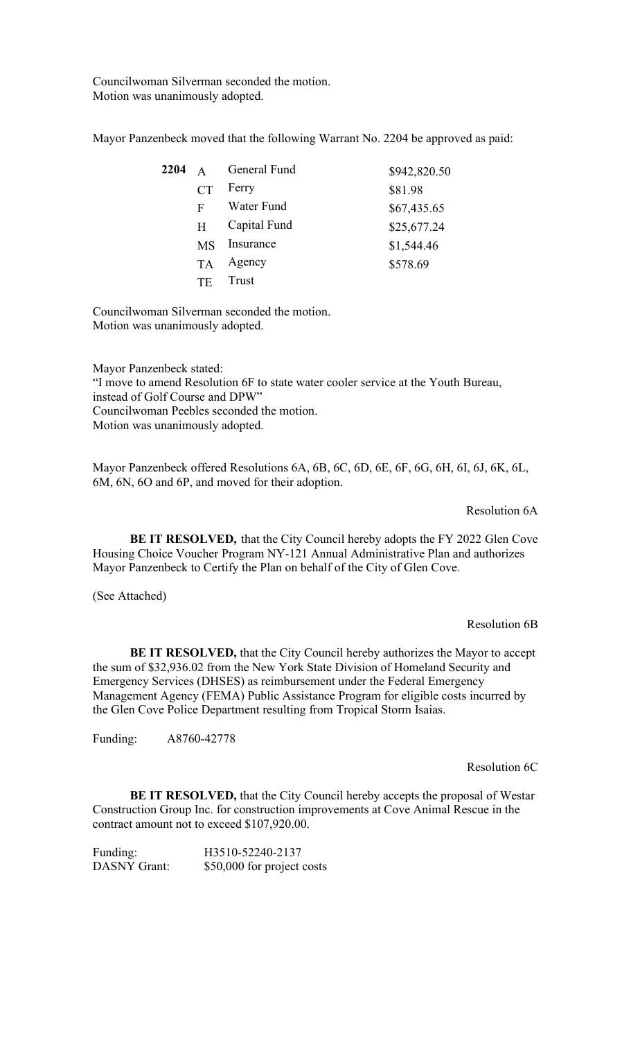Councilwoman Silverman seconded the motion.
Motion was unanimously adopted.

Mayor Panzenbeck moved that the following Warrant No. 2204 be approved as paid:

| | | | |
|---|---|---|---|
| **2204** | A | General Fund | $942,820.50 |
| | CT | Ferry | $81.98 |
| | F | Water Fund | $67,435.65 |
| | H | Capital Fund | $25,677.24 |
| | MS | Insurance | $1,544.46 |
| | TA | Agency | $578.69 |
| | TE | Trust | |

Councilwoman Silverman seconded the motion.
Motion was unanimously adopted.

Mayor Panzenbeck stated:
"I move to amend Resolution 6F to state water cooler service at the Youth Bureau, instead of Golf Course and DPW"
Councilwoman Peebles seconded the motion.
Motion was unanimously adopted.

Mayor Panzenbeck offered Resolutions 6A, 6B, 6C, 6D, 6E, 6F, 6G, 6H, 6I, 6J, 6K, 6L, 6M, 6N, 6O and 6P, and moved for their adoption.

Resolution 6A

**BE IT RESOLVED,** that the City Council hereby adopts the FY 2022 Glen Cove Housing Choice Voucher Program NY-121 Annual Administrative Plan and authorizes Mayor Panzenbeck to Certify the Plan on behalf of the City of Glen Cove.

(See Attached)

Resolution 6B

**BE IT RESOLVED,** that the City Council hereby authorizes the Mayor to accept the sum of $32,936.02 from the New York State Division of Homeland Security and Emergency Services (DHSES) as reimbursement under the Federal Emergency Management Agency (FEMA) Public Assistance Program for eligible costs incurred by the Glen Cove Police Department resulting from Tropical Storm Isaias.

Funding: A8760-42778

Resolution 6C

**BE IT RESOLVED,** that the City Council hereby accepts the proposal of Westar Construction Group Inc. for construction improvements at Cove Animal Rescue in the contract amount not to exceed $107,920.00.

Funding: H3510-52240-2137
DASNY Grant: $50,000 for project costs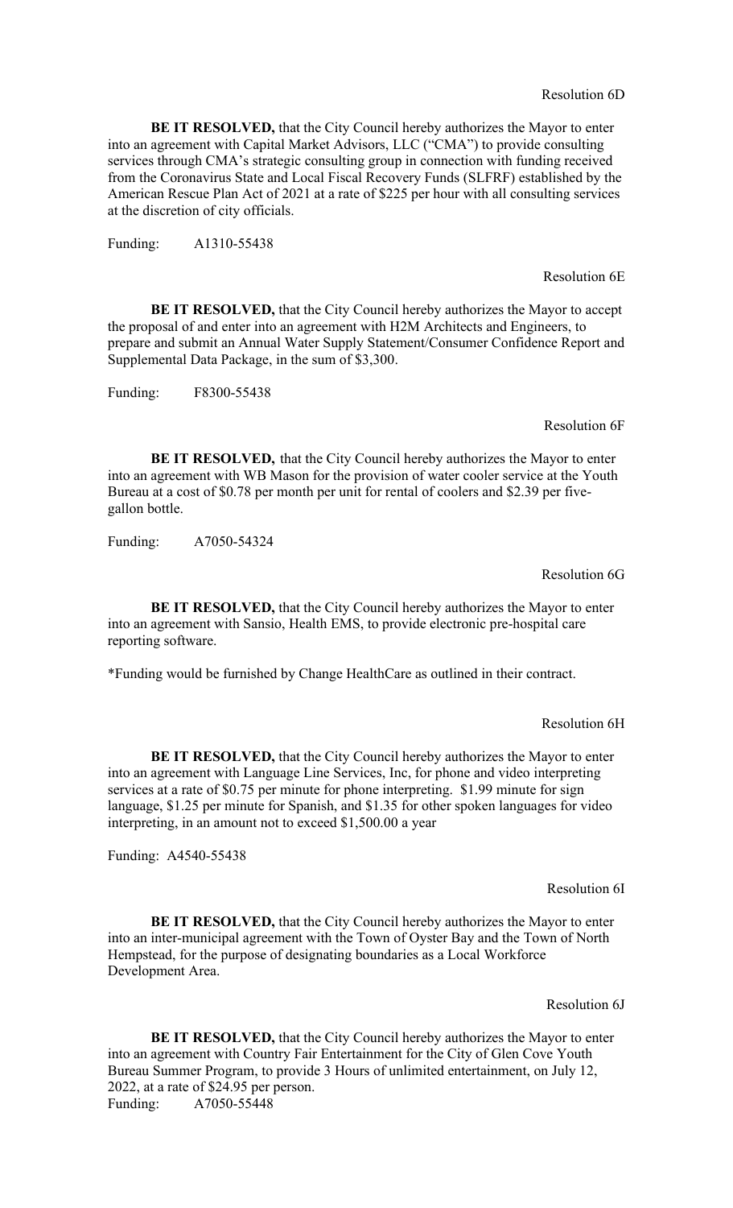Resolution 6D

**BE IT RESOLVED,** that the City Council hereby authorizes the Mayor to enter into an agreement with Capital Market Advisors, LLC ("CMA") to provide consulting services through CMA's strategic consulting group in connection with funding received from the Coronavirus State and Local Fiscal Recovery Funds (SLFRF) established by the American Rescue Plan Act of 2021 at a rate of $225 per hour with all consulting services at the discretion of city officials.

Funding: A1310-55438

Resolution 6E

**BE IT RESOLVED,** that the City Council hereby authorizes the Mayor to accept the proposal of and enter into an agreement with H2M Architects and Engineers, to prepare and submit an Annual Water Supply Statement/Consumer Confidence Report and Supplemental Data Package, in the sum of $3,300.

Funding: F8300-55438

Resolution 6F

**BE IT RESOLVED,** that the City Council hereby authorizes the Mayor to enter into an agreement with WB Mason for the provision of water cooler service at the Youth Bureau at a cost of $0.78 per month per unit for rental of coolers and $2.39 per five-gallon bottle.

Funding: A7050-54324

Resolution 6G

**BE IT RESOLVED,** that the City Council hereby authorizes the Mayor to enter into an agreement with Sansio, Health EMS, to provide electronic pre-hospital care reporting software.

*Funding would be furnished by Change HealthCare as outlined in their contract.

Resolution 6H

**BE IT RESOLVED,** that the City Council hereby authorizes the Mayor to enter into an agreement with Language Line Services, Inc, for phone and video interpreting services at a rate of $0.75 per minute for phone interpreting. $1.99 minute for sign language, $1.25 per minute for Spanish, and $1.35 for other spoken languages for video interpreting, in an amount not to exceed $1,500.00 a year

Funding: A4540-55438

Resolution 6I

**BE IT RESOLVED,** that the City Council hereby authorizes the Mayor to enter into an inter-municipal agreement with the Town of Oyster Bay and the Town of North Hempstead, for the purpose of designating boundaries as a Local Workforce Development Area.

Resolution 6J

**BE IT RESOLVED,** that the City Council hereby authorizes the Mayor to enter into an agreement with Country Fair Entertainment for the City of Glen Cove Youth Bureau Summer Program, to provide 3 Hours of unlimited entertainment, on July 12, 2022, at a rate of $24.95 per person.

Funding: A7050-55448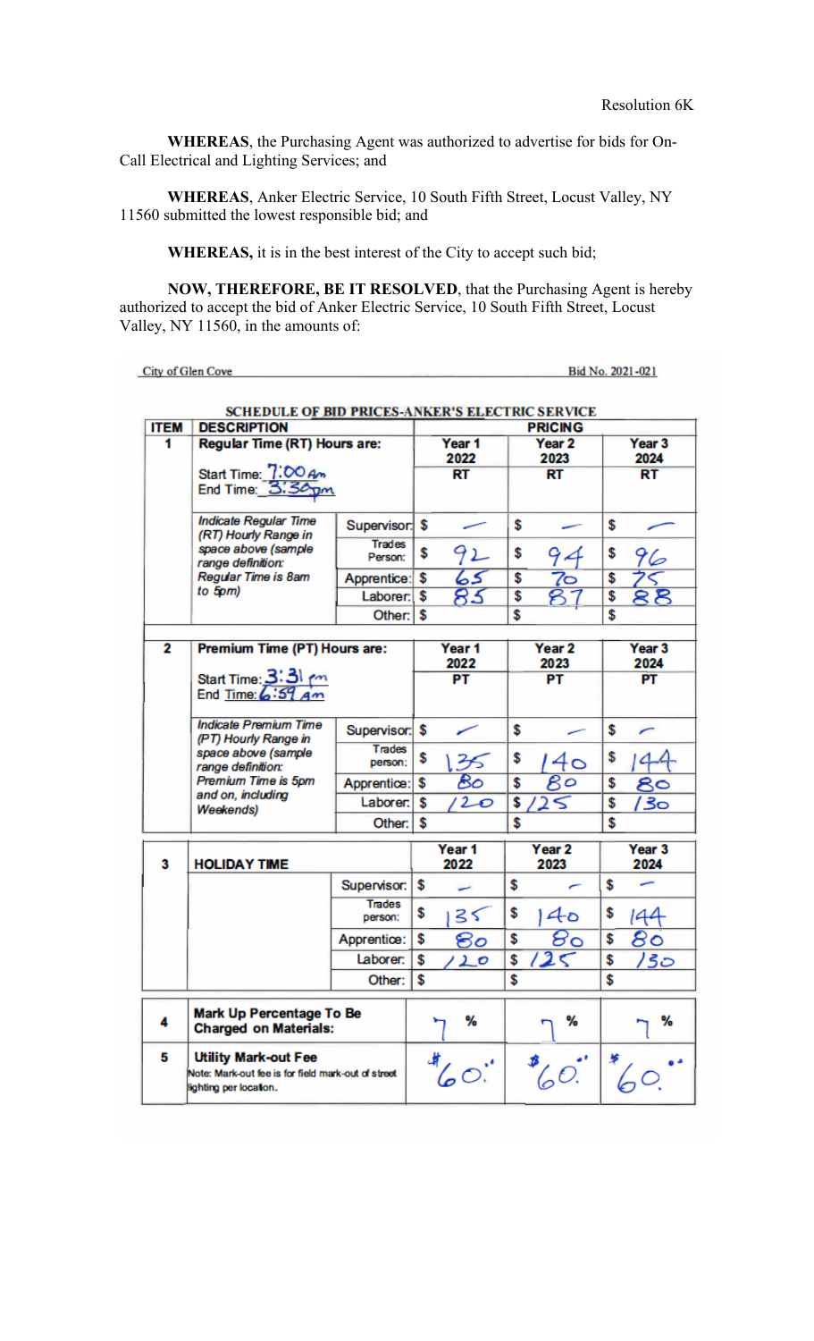Resolution 6K

**WHEREAS**, the Purchasing Agent was authorized to advertise for bids for On-Call Electrical and Lighting Services; and

**WHEREAS**, Anker Electric Service, 10 South Fifth Street, Locust Valley, NY 11560 submitted the lowest responsible bid; and

**WHEREAS,** it is in the best interest of the City to accept such bid;

**NOW, THEREFORE, BE IT RESOLVED**, that the Purchasing Agent is hereby authorized to accept the bid of Anker Electric Service, 10 South Fifth Street, Locust Valley, NY 11560, in the amounts of:

City of Glen Cove — Bid No. 2021-021

**SCHEDULE OF BID PRICES-ANKER'S ELECTRIC SERVICE**

| ITEM | DESCRIPTION | | PRICING Year 1 2022 | Year 2 2023 | Year 3 2024 |
|---|---|---|---|---|---|
| 1 | **Regular Time (RT) Hours are:** Start Time: 7:00 Am End Time: 3:30 pm | | RT | RT | RT |
| | *Indicate Regular Time (RT) Hourly Range in space above (sample range definition: Regular Time is 8am to 5pm)* | Supervisor: | $ — | $ — | $ — |
| | | Trades Person: | $ 92 | $ 94 | $ 96 |
| | | Apprentice: | $ 65 | $ 70 | $ 75 |
| | | Laborer: | $ 85 | $ 87 | $ 88 |
| | | Other: | $ | $ | $ |
| 2 | **Premium Time (PT) Hours are:** Start Time: 3:31 pm End Time: 6:59 Am | | Year 1 2022 PT | Year 2 2023 PT | Year 3 2024 PT |
| | *Indicate Premium Time (PT) Hourly Range in space above (sample range definition: Premium Time is 5pm and on, including Weekends)* | Supervisor: | $ — | $ — | $ — |
| | | Trades person: | $ 135 | $ 140 | $ 144 |
| | | Apprentice: | $ 80 | $ 80 | $ 80 |
| | | Laborer: | $ 120 | $ 125 | $ 130 |
| | | Other: | $ | $ | $ |
| 3 | **HOLIDAY TIME** | | Year 1 2022 | Year 2 2023 | Year 3 2024 |
| | | Supervisor: | $ — | $ — | $ — |
| | | Trades person: | $ 135 | $ 140 | $ 144 |
| | | Apprentice: | $ 80 | $ 80 | $ 80 |
| | | Laborer: | $ 120 | $ 125 | $ 130 |
| | | Other: | $ | $ | $ |
| 4 | **Mark Up Percentage To Be Charged on Materials:** | | 7 % | 7 % | 7 % |
| 5 | **Utility Mark-out Fee** Note: Mark-out fee is for field mark-out of street lighting per location. | | $60.00 | $60.00 | $60.00 |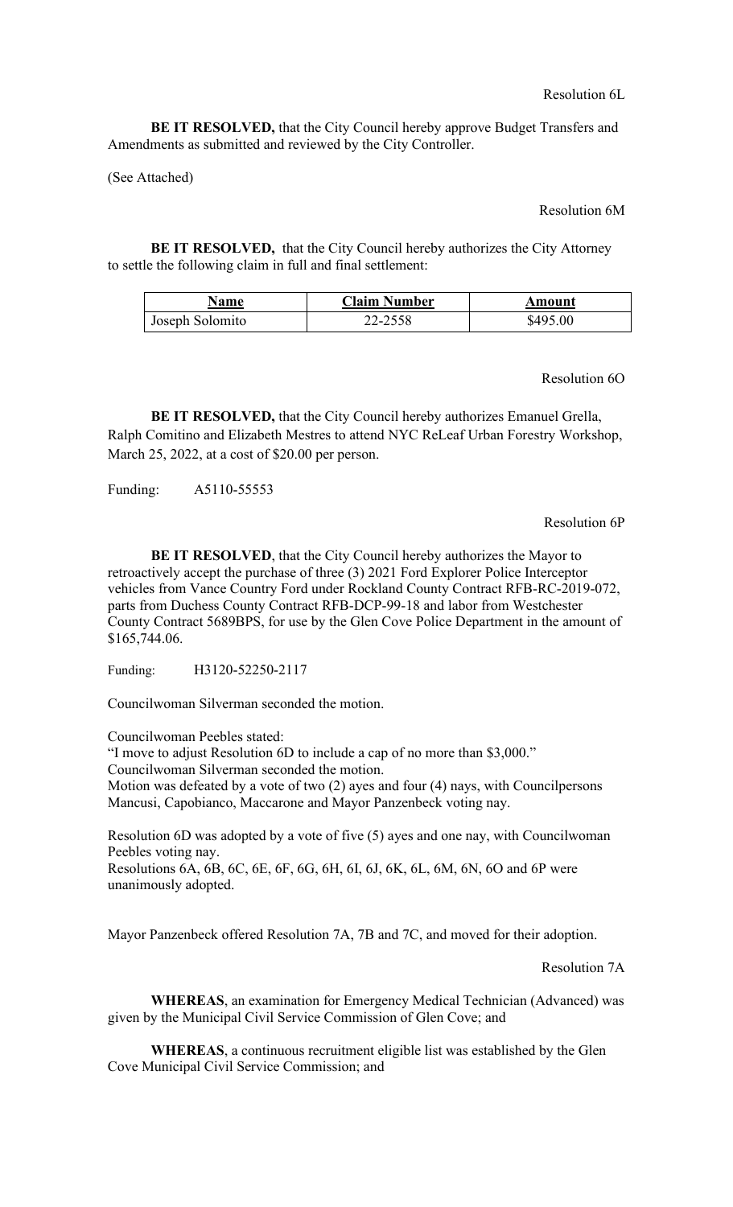Resolution 6L

**BE IT RESOLVED,** that the City Council hereby approve Budget Transfers and Amendments as submitted and reviewed by the City Controller.

(See Attached)

Resolution 6M

**BE IT RESOLVED,** that the City Council hereby authorizes the City Attorney to settle the following claim in full and final settlement:

| Name | Claim Number | Amount |
|---|---|---|
| Joseph Solomito | 22-2558 | $495.00 |

Resolution 6O

**BE IT RESOLVED,** that the City Council hereby authorizes Emanuel Grella, Ralph Comitino and Elizabeth Mestres to attend NYC ReLeaf Urban Forestry Workshop, March 25, 2022, at a cost of $20.00 per person.

Funding: A5110-55553

Resolution 6P

**BE IT RESOLVED**, that the City Council hereby authorizes the Mayor to retroactively accept the purchase of three (3) 2021 Ford Explorer Police Interceptor vehicles from Vance Country Ford under Rockland County Contract RFB-RC-2019-072, parts from Duchess County Contract RFB-DCP-99-18 and labor from Westchester County Contract 5689BPS, for use by the Glen Cove Police Department in the amount of $165,744.06.

Funding: H3120-52250-2117

Councilwoman Silverman seconded the motion.

Councilwoman Peebles stated:
"I move to adjust Resolution 6D to include a cap of no more than $3,000."
Councilwoman Silverman seconded the motion.
Motion was defeated by a vote of two (2) ayes and four (4) nays, with Councilpersons Mancusi, Capobianco, Maccarone and Mayor Panzenbeck voting nay.

Resolution 6D was adopted by a vote of five (5) ayes and one nay, with Councilwoman Peebles voting nay.
Resolutions 6A, 6B, 6C, 6E, 6F, 6G, 6H, 6I, 6J, 6K, 6L, 6M, 6N, 6O and 6P were unanimously adopted.

Mayor Panzenbeck offered Resolution 7A, 7B and 7C, and moved for their adoption.

Resolution 7A

**WHEREAS**, an examination for Emergency Medical Technician (Advanced) was given by the Municipal Civil Service Commission of Glen Cove; and

**WHEREAS**, a continuous recruitment eligible list was established by the Glen Cove Municipal Civil Service Commission; and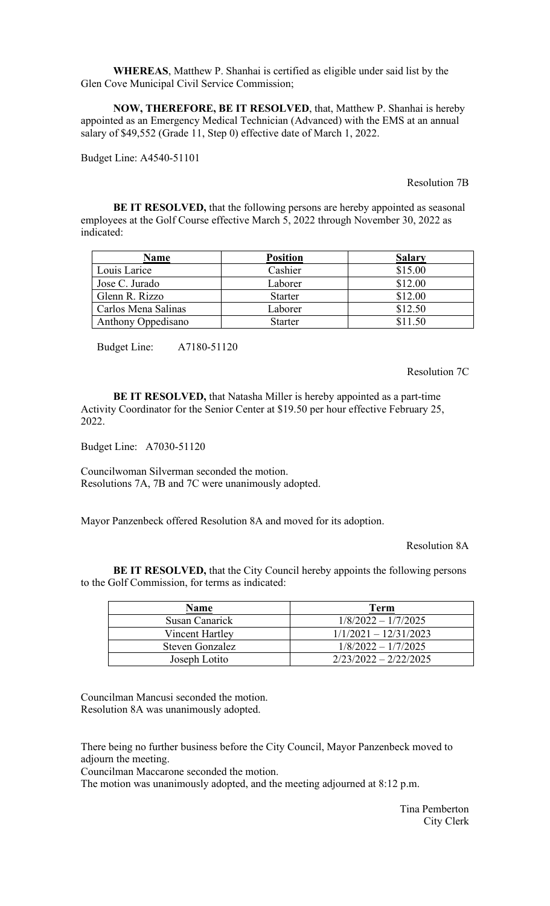**WHEREAS**, Matthew P. Shanhai is certified as eligible under said list by the Glen Cove Municipal Civil Service Commission;

**NOW, THEREFORE, BE IT RESOLVED**, that, Matthew P. Shanhai is hereby appointed as an Emergency Medical Technician (Advanced) with the EMS at an annual salary of $49,552 (Grade 11, Step 0) effective date of March 1, 2022.

Budget Line: A4540-51101

Resolution 7B

**BE IT RESOLVED,** that the following persons are hereby appointed as seasonal employees at the Golf Course effective March 5, 2022 through November 30, 2022 as indicated:

| Name | Position | Salary |
|---|---|---|
| Louis Larice | Cashier | $15.00 |
| Jose C. Jurado | Laborer | $12.00 |
| Glenn R. Rizzo | Starter | $12.00 |
| Carlos Mena Salinas | Laborer | $12.50 |
| Anthony Oppedisano | Starter | $11.50 |

Budget Line: A7180-51120

Resolution 7C

**BE IT RESOLVED,** that Natasha Miller is hereby appointed as a part-time Activity Coordinator for the Senior Center at $19.50 per hour effective February 25, 2022.

Budget Line: A7030-51120

Councilwoman Silverman seconded the motion.
Resolutions 7A, 7B and 7C were unanimously adopted.

Mayor Panzenbeck offered Resolution 8A and moved for its adoption.

Resolution 8A

**BE IT RESOLVED,** that the City Council hereby appoints the following persons to the Golf Commission, for terms as indicated:

| Name | Term |
|---|---|
| Susan Canarick | 1/8/2022 – 1/7/2025 |
| Vincent Hartley | 1/1/2021 – 12/31/2023 |
| Steven Gonzalez | 1/8/2022 – 1/7/2025 |
| Joseph Lotito | 2/23/2022 – 2/22/2025 |

Councilman Mancusi seconded the motion.
Resolution 8A was unanimously adopted.

There being no further business before the City Council, Mayor Panzenbeck moved to adjourn the meeting.
Councilman Maccarone seconded the motion.
The motion was unanimously adopted, and the meeting adjourned at 8:12 p.m.

Tina Pemberton
City Clerk